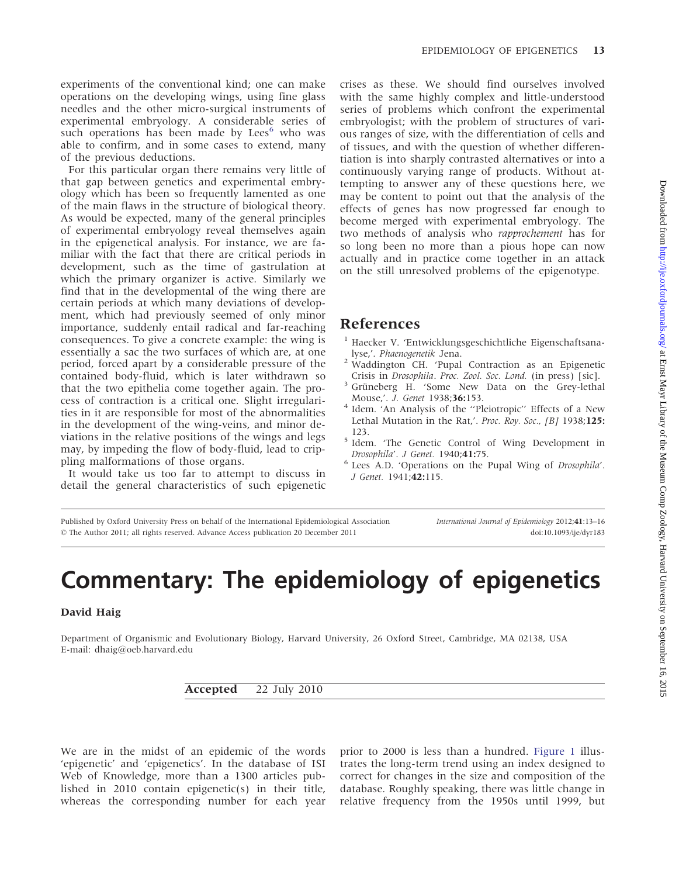experiments of the conventional kind; one can make operations on the developing wings, using fine glass needles and the other micro-surgical instruments of experimental embryology. A considerable series of such operations has been made by Lees[6] who was able to confirm, and in some cases to extend, many of the previous deductions.

For this particular organ there remains very little of that gap between genetics and experimental embryology which has been so frequently lamented as one of the main flaws in the structure of biological theory. As would be expected, many of the general principles of experimental embryology reveal themselves again in the epigenetical analysis. For instance, we are familiar with the fact that there are critical periods in development, such as the time of gastrulation at which the primary organizer is active. Similarly we find that in the developmental of the wing there are certain periods at which many deviations of development, which had previously seemed of only minor importance, suddenly entail radical and far-reaching consequences. To give a concrete example: the wing is essentially a sac the two surfaces of which are, at one period, forced apart by a considerable pressure of the contained body-fluid, which is later withdrawn so that the two epithelia come together again. The process of contraction is a critical one. Slight irregularities in it are responsible for most of the abnormalities in the development of the wing-veins, and minor deviations in the relative positions of the wings and legs may, by impeding the flow of body-fluid, lead to crippling malformations of those organs.

It would take us too far to attempt to discuss in detail the general characteristics of such epigenetic crises as these. We should find ourselves involved with the same highly complex and little-understood series of problems which confront the experimental embryologist; with the problem of structures of various ranges of size, with the differentiation of cells and of tissues, and with the question of whether differentiation is into sharply contrasted alternatives or into a continuously varying range of products. Without attempting to answer any of these questions here, we may be content to point out that the analysis of the effects of genes has now progressed far enough to become merged with experimental embryology. The two methods of analysis who *rapprochement* has for so long been no more than a pious hope can now actually and in practice come together in an attack on the still unresolved problems of the epigenotype.

## References

1. Haecker V. 'Entwicklungsgeschichtliche Eigenschaftsanalyse,'. *Phaenogenetik* Jena.
2. Waddington CH. 'Pupal Contraction as an Epigenetic Crisis in *Drosophila*. *Proc. Zool. Soc. Lond.* (in press) [sic].
3. Grüneberg H. 'Some New Data on the Grey-lethal Mouse,'. *J. Genet* 1938;**36:**153.
4. Idem. 'An Analysis of the ''Pleiotropic'' Effects of a New Lethal Mutation in the Rat,'. *Proc. Roy. Soc., [B]* 1938;**125:** 123.
5. Idem. 'The Genetic Control of Wing Development in *Drosophila*'. *J Genet.* 1940;**41:**75.
6. Lees A.D. 'Operations on the Pupal Wing of *Drosophila*'. *J Genet.* 1941;**42:**115.

---

Published by Oxford University Press on behalf of the International Epidemiological Association
© The Author 2011; all rights reserved. Advance Access publication 20 December 2011

*International Journal of Epidemiology* 2012;**41**:13–16
doi:10.1093/ije/dyr183

# Commentary: The epidemiology of epigenetics

**David Haig**

Department of Organismic and Evolutionary Biology, Harvard University, 26 Oxford Street, Cambridge, MA 02138, USA
E-mail: dhaig@oeb.harvard.edu

**Accepted** 22 July 2010

We are in the midst of an epidemic of the words 'epigenetic' and 'epigenetics'. In the database of ISI Web of Knowledge, more than a 1300 articles published in 2010 contain epigenetic(s) in their title, whereas the corresponding number for each year prior to 2000 is less than a hundred. Figure 1 illustrates the long-term trend using an index designed to correct for changes in the size and composition of the database. Roughly speaking, there was little change in relative frequency from the 1950s until 1999, but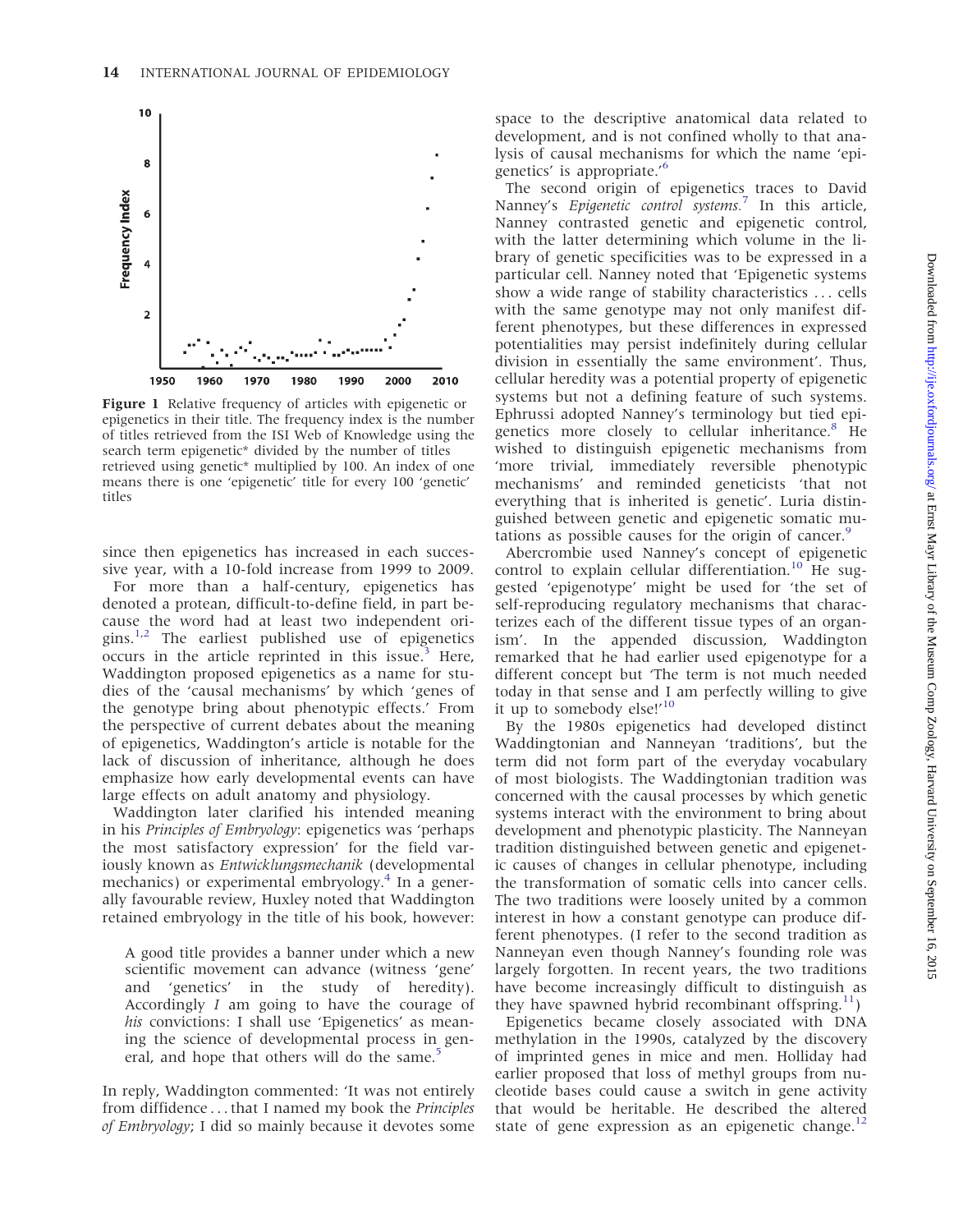Figure 1 Relative frequency of articles with epigenetic or epigenetics in their title. The frequency index is the number of titles retrieved from the ISI Web of Knowledge using the search term epigenetic* divided by the number of titles retrieved using genetic* multiplied by 100. An index of one means there is one 'epigenetic' title for every 100 'genetic' titles

since then epigenetics has increased in each successive year, with a 10-fold increase from 1999 to 2009.

For more than a half-century, epigenetics has denoted a protean, difficult-to-define field, in part because the word had at least two independent origins.[1,2] The earliest published use of epigenetics occurs in the article reprinted in this issue.[3] Here, Waddington proposed epigenetics as a name for studies of the 'causal mechanisms' by which 'genes of the genotype bring about phenotypic effects.' From the perspective of current debates about the meaning of epigenetics, Waddington's article is notable for the lack of discussion of inheritance, although he does emphasize how early developmental events can have large effects on adult anatomy and physiology.

Waddington later clarified his intended meaning in his *Principles of Embryology*: epigenetics was 'perhaps the most satisfactory expression' for the field variously known as *Entwicklungsmechanik* (developmental mechanics) or experimental embryology.[4] In a generally favourable review, Huxley noted that Waddington retained embryology in the title of his book, however:

> A good title provides a banner under which a new scientific movement can advance (witness 'gene' and 'genetics' in the study of heredity). Accordingly *I* am going to have the courage of *his* convictions: I shall use 'Epigenetics' as meaning the science of developmental process in general, and hope that others will do the same.[5]

In reply, Waddington commented: 'It was not entirely from diffidence ... that I named my book the *Principles of Embryology*; I did so mainly because it devotes some space to the descriptive anatomical data related to development, and is not confined wholly to that analysis of causal mechanisms for which the name 'epigenetics' is appropriate.'[6]

The second origin of epigenetics traces to David Nanney's *Epigenetic control systems*.[7] In this article, Nanney contrasted genetic and epigenetic control, with the latter determining which volume in the library of genetic specificities was to be expressed in a particular cell. Nanney noted that 'Epigenetic systems show a wide range of stability characteristics ... cells with the same genotype may not only manifest different phenotypes, but these differences in expressed potentialities may persist indefinitely during cellular division in essentially the same environment'. Thus, cellular heredity was a potential property of epigenetic systems but not a defining feature of such systems. Ephrussi adopted Nanney's terminology but tied epigenetics more closely to cellular inheritance.[8] He wished to distinguish epigenetic mechanisms from 'more trivial, immediately reversible phenotypic mechanisms' and reminded geneticists 'that not everything that is inherited is genetic'. Luria distinguished between genetic and epigenetic somatic mutations as possible causes for the origin of cancer.[9]

Abercrombie used Nanney's concept of epigenetic control to explain cellular differentiation.[10] He suggested 'epigenotype' might be used for 'the set of self-reproducing regulatory mechanisms that characterizes each of the different tissue types of an organism'. In the appended discussion, Waddington remarked that he had earlier used epigenotype for a different concept but 'The term is not much needed today in that sense and I am perfectly willing to give it up to somebody else!'[10]

By the 1980s epigenetics had developed distinct Waddingtonian and Nanneyan 'traditions', but the term did not form part of the everyday vocabulary of most biologists. The Waddingtonian tradition was concerned with the causal processes by which genetic systems interact with the environment to bring about development and phenotypic plasticity. The Nanneyan tradition distinguished between genetic and epigenetic causes of changes in cellular phenotype, including the transformation of somatic cells into cancer cells. The two traditions were loosely united by a common interest in how a constant genotype can produce different phenotypes. (I refer to the second tradition as Nanneyan even though Nanney's founding role was largely forgotten. In recent years, the two traditions have become increasingly difficult to distinguish as they have spawned hybrid recombinant offspring.[11])

Epigenetics became closely associated with DNA methylation in the 1990s, catalyzed by the discovery of imprinted genes in mice and men. Holliday had earlier proposed that loss of methyl groups from nucleotide bases could cause a switch in gene activity that would be heritable. He described the altered state of gene expression as an epigenetic change.[12]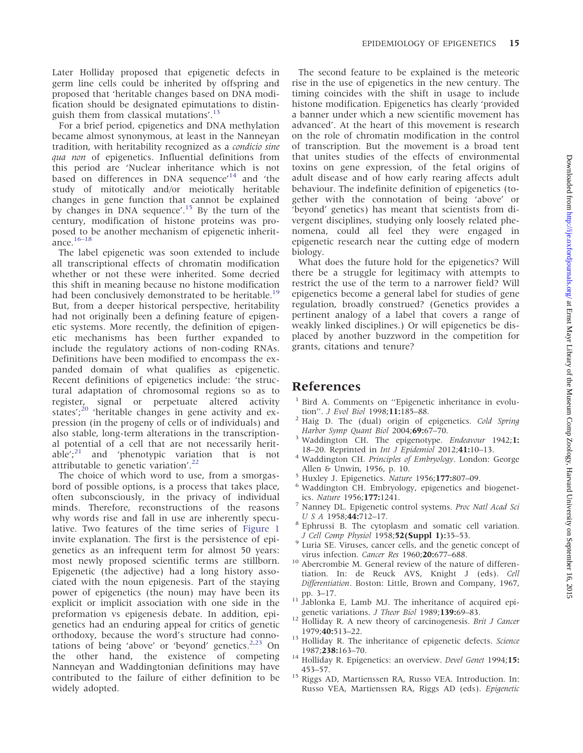Later Holliday proposed that epigenetic defects in germ line cells could be inherited by offspring and proposed that 'heritable changes based on DNA modification should be designated epimutations to distinguish them from classical mutations'.[13]

For a brief period, epigenetics and DNA methylation became almost synonymous, at least in the Nanneyan tradition, with heritability recognized as a *condicio sine qua non* of epigenetics. Influential definitions from this period are 'Nuclear inheritance which is not based on differences in DNA sequence'[14] and 'the study of mitotically and/or meiotically heritable changes in gene function that cannot be explained by changes in DNA sequence'.[15] By the turn of the century, modification of histone proteins was proposed to be another mechanism of epigenetic inheritance.[16–18]

The label epigenetic was soon extended to include all transcriptional effects of chromatin modification whether or not these were inherited. Some decried this shift in meaning because no histone modification had been conclusively demonstrated to be heritable.[19] But, from a deeper historical perspective, heritability had not originally been a defining feature of epigenetic systems. More recently, the definition of epigenetic mechanisms has been further expanded to include the regulatory actions of non-coding RNAs. Definitions have been modified to encompass the expanded domain of what qualifies as epigenetic. Recent definitions of epigenetics include: 'the structural adaptation of chromosomal regions so as to register, signal or perpetuate altered activity states';[20] 'heritable changes in gene activity and expression (in the progeny of cells or of individuals) and also stable, long-term alterations in the transcriptional potential of a cell that are not necessarily heritable';[21] and 'phenotypic variation that is not attributable to genetic variation'.[22]

The choice of which word to use, from a smorgasbord of possible options, is a process that takes place, often subconsciously, in the privacy of individual minds. Therefore, reconstructions of the reasons why words rise and fall in use are inherently speculative. Two features of the time series of Figure 1 invite explanation. The first is the persistence of epigenetics as an infrequent term for almost 50 years: most newly proposed scientific terms are stillborn. Epigenetic (the adjective) had a long history associated with the noun epigenesis. Part of the staying power of epigenetics (the noun) may have been its explicit or implicit association with one side in the preformation vs epigenesis debate. In addition, epigenetics had an enduring appeal for critics of genetic orthodoxy, because the word's structure had connotations of being 'above' or 'beyond' genetics.[2,23] On the other hand, the existence of competing Nanneyan and Waddingtonian definitions may have contributed to the failure of either definition to be widely adopted.

The second feature to be explained is the meteoric rise in the use of epigenetics in the new century. The timing coincides with the shift in usage to include histone modification. Epigenetics has clearly 'provided a banner under which a new scientific movement has advanced'. At the heart of this movement is research on the role of chromatin modification in the control of transcription. But the movement is a broad tent that unites studies of the effects of environmental toxins on gene expression, of the fetal origins of adult disease and of how early rearing affects adult behaviour. The indefinite definition of epigenetics (together with the connotation of being 'above' or 'beyond' genetics) has meant that scientists from divergent disciplines, studying only loosely related phenomena, could all feel they were engaged in epigenetic research near the cutting edge of modern biology.

What does the future hold for the epigenetics? Will there be a struggle for legitimacy with attempts to restrict the use of the term to a narrower field? Will epigenetics become a general label for studies of gene regulation, broadly construed? (Genetics provides a pertinent analogy of a label that covers a range of weakly linked disciplines.) Or will epigenetics be displaced by another buzzword in the competition for grants, citations and tenure?

## References

1. Bird A. Comments on ''Epigenetic inheritance in evolution''. *J Evol Biol* 1998;**11:**185–88.
2. Haig D. The (dual) origin of epigenetics. *Cold Spring Harbor Symp Quant Biol* 2004;**69:**67–70.
3. Waddington CH. The epigenotype. *Endeavour* 1942;**1:** 18–20. Reprinted in *Int J Epidemiol* 2012;**41:**10–13.
4. Waddington CH. *Principles of Embryology*. London: George Allen & Unwin, 1956, p. 10.
5. Huxley J. Epigenetics. *Nature* 1956;**177:**807–09.
6. Waddington CH. Embryology, epigenetics and biogenetics. *Nature* 1956;**177:**1241.
7. Nanney DL. Epigenetic control systems. *Proc Natl Acad Sci U S A* 1958;**44:**712–17.
8. Ephrussi B. The cytoplasm and somatic cell variation. *J Cell Comp Physiol* 1958;**52(Suppl 1):**35–53.
9. Luria SE. Viruses, cancer cells, and the genetic concept of virus infection. *Cancer Res* 1960;**20:**677–688.
10. Abercrombie M. General review of the nature of differentiation. In: de Reuck AVS, Knight J (eds). *Cell Differentiation*. Boston: Little, Brown and Company, 1967, pp. 3–17.
11. Jablonka E, Lamb MJ. The inheritance of acquired epigenetic variations. *J Theor Biol* 1989;**139:**69–83.
12. Holliday R. A new theory of carcinogenesis. *Brit J Cancer* 1979;**40:**513–22.
13. Holliday R. The inheritance of epigenetic defects. *Science* 1987;**238:**163–70.
14. Holliday R. Epigenetics: an overview. *Devel Genet* 1994;**15:** 453–57.
15. Riggs AD, Martienssen RA, Russo VEA. Introduction. In: Russo VEA, Martienssen RA, Riggs AD (eds). *Epigenetic*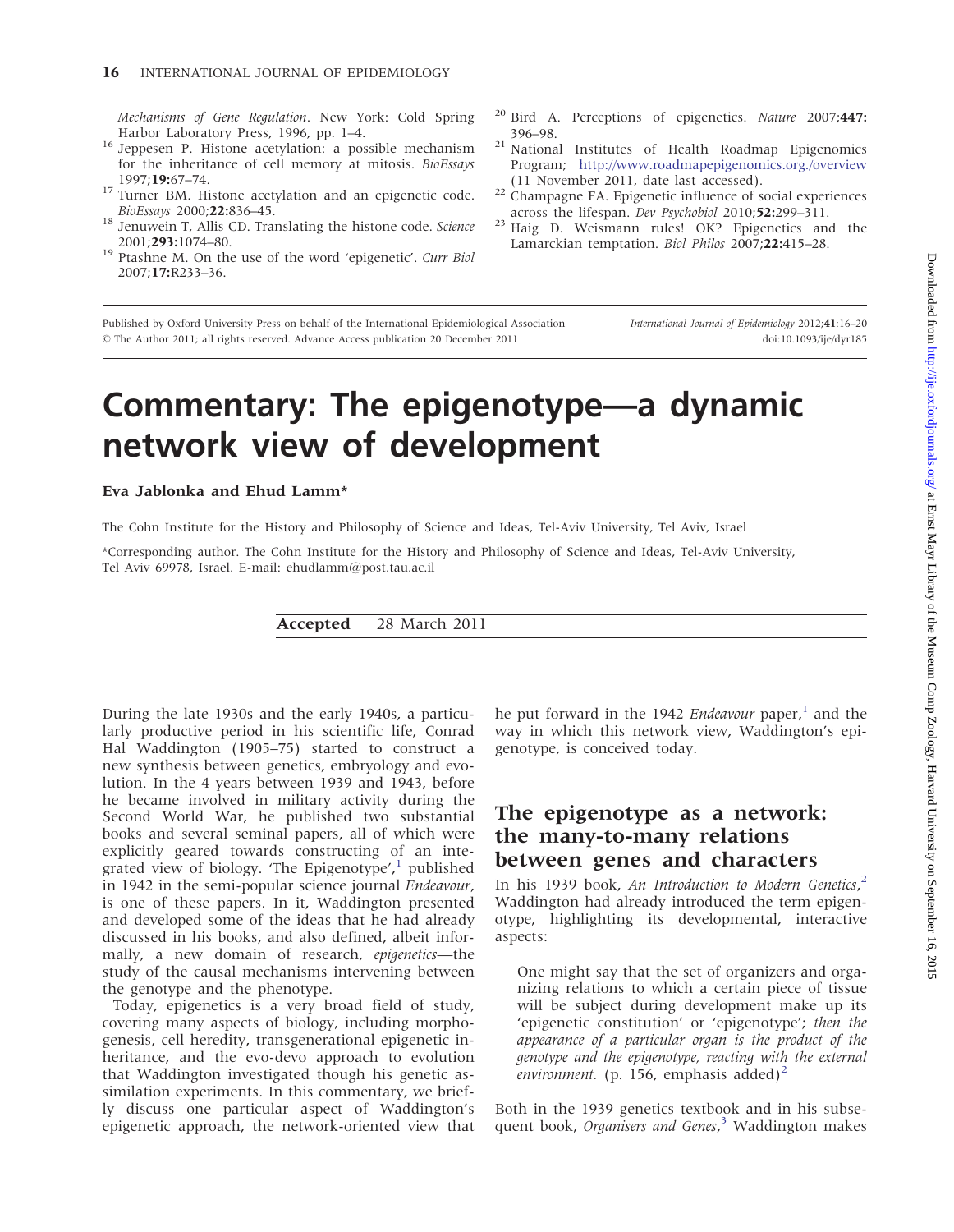Mechanisms of Gene Regulation. New York: Cold Spring Harbor Laboratory Press, 1996, pp. 1–4.

[16] Jeppesen P. Histone acetylation: a possible mechanism for the inheritance of cell memory at mitosis. *BioEssays* 1997;**19:**67–74.

[17] Turner BM. Histone acetylation and an epigenetic code. *BioEssays* 2000;**22:**836–45.

[18] Jenuwein T, Allis CD. Translating the histone code. *Science* 2001;**293:**1074–80.

[19] Ptashne M. On the use of the word 'epigenetic'. *Curr Biol* 2007;**17:**R233–36.

[20] Bird A. Perceptions of epigenetics. *Nature* 2007;**447:** 396–98.

[21] National Institutes of Health Roadmap Epigenomics Program; http://www.roadmapepigenomics.org./overview (11 November 2011, date last accessed).

[22] Champagne FA. Epigenetic influence of social experiences across the lifespan. *Dev Psychobiol* 2010;**52:**299–311.

[23] Haig D. Weismann rules! OK? Epigenetics and the Lamarckian temptation. *Biol Philos* 2007;**22:**415–28.

Published by Oxford University Press on behalf of the International Epidemiological Association
© The Author 2011; all rights reserved. Advance Access publication 20 December 2011

*International Journal of Epidemiology* 2012;**41**:16–20
doi:10.1093/ije/dyr185

# Commentary: The epigenotype—a dynamic network view of development

**Eva Jablonka and Ehud Lamm***

The Cohn Institute for the History and Philosophy of Science and Ideas, Tel-Aviv University, Tel Aviv, Israel

*Corresponding author. The Cohn Institute for the History and Philosophy of Science and Ideas, Tel-Aviv University, Tel Aviv 69978, Israel. E-mail: ehudlamm@post.tau.ac.il

**Accepted** 28 March 2011

During the late 1930s and the early 1940s, a particularly productive period in his scientific life, Conrad Hal Waddington (1905–75) started to construct a new synthesis between genetics, embryology and evolution. In the 4 years between 1939 and 1943, before he became involved in military activity during the Second World War, he published two substantial books and several seminal papers, all of which were explicitly geared towards constructing of an integrated view of biology. 'The Epigenotype',[1] published in 1942 in the semi-popular science journal *Endeavour*, is one of these papers. In it, Waddington presented and developed some of the ideas that he had already discussed in his books, and also defined, albeit informally, a new domain of research, *epigenetics*—the study of the causal mechanisms intervening between the genotype and the phenotype.

Today, epigenetics is a very broad field of study, covering many aspects of biology, including morphogenesis, cell heredity, transgenerational epigenetic inheritance, and the evo-devo approach to evolution that Waddington investigated though his genetic assimilation experiments. In this commentary, we briefly discuss one particular aspect of Waddington's epigenetic approach, the network-oriented view that he put forward in the 1942 *Endeavour* paper,[1] and the way in which this network view, Waddington's epigenotype, is conceived today.

## The epigenotype as a network: the many-to-many relations between genes and characters

In his 1939 book, *An Introduction to Modern Genetics*,[2] Waddington had already introduced the term epigenotype, highlighting its developmental, interactive aspects:

> One might say that the set of organizers and organizing relations to which a certain piece of tissue will be subject during development make up its 'epigenetic constitution' or 'epigenotype'; *then the appearance of a particular organ is the product of the genotype and the epigenotype, reacting with the external environment.* (p. 156, emphasis added)[2]

Both in the 1939 genetics textbook and in his subsequent book, *Organisers and Genes*,[3] Waddington makes